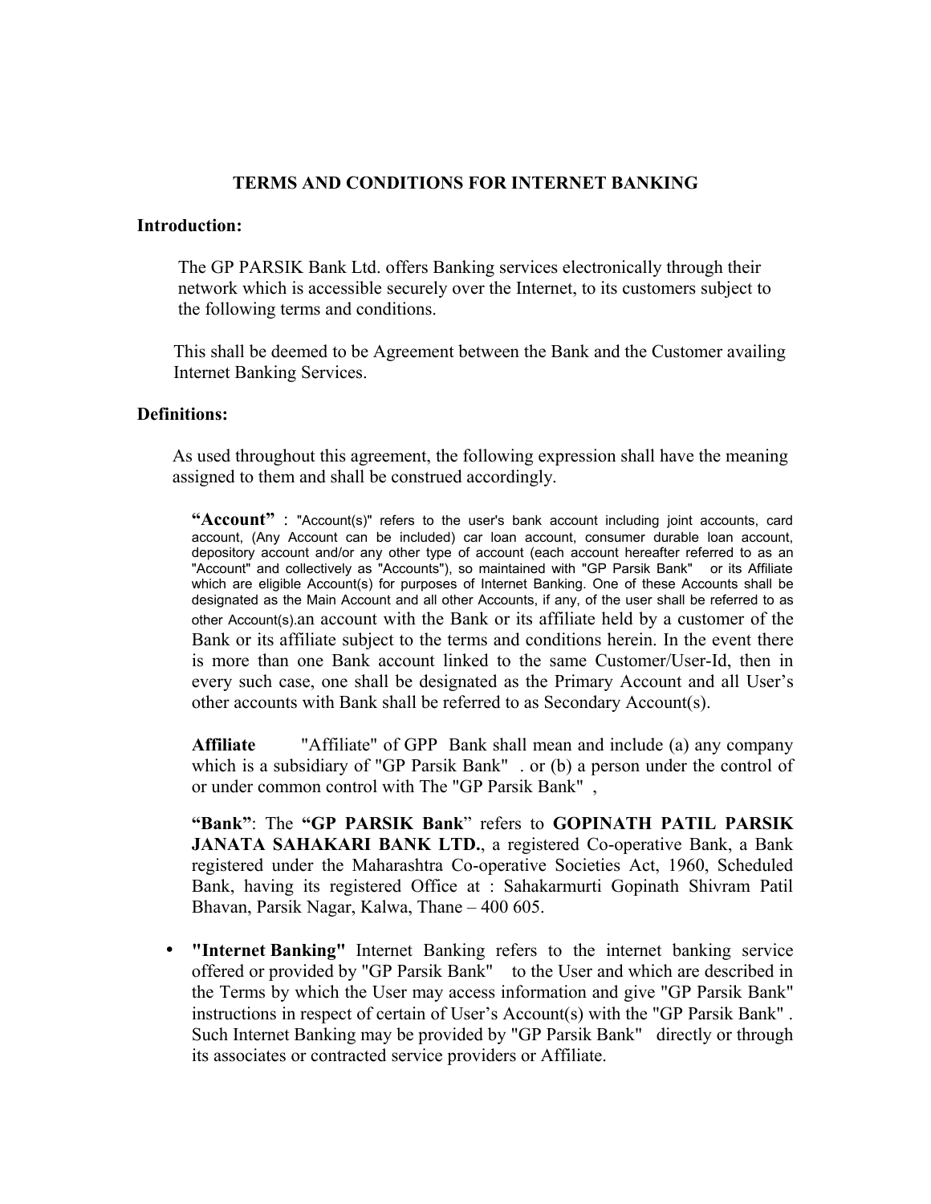# TERMS AND CONDITIONS FOR INTERNET BANKING

**Introduction:**

The GP PARSIK Bank Ltd. offers Banking services electronically through their network which is accessible securely over the Internet, to its customers subject to the following terms and conditions.

This shall be deemed to be Agreement between the Bank and the Customer availing Internet Banking Services.

**Definitions:**

As used throughout this agreement, the following expression shall have the meaning assigned to them and shall be construed accordingly.

**"Account"** : "Account(s)" refers to the user's bank account including joint accounts, card account, (Any Account can be included) car loan account, consumer durable loan account, depository account and/or any other type of account (each account hereafter referred to as an "Account" and collectively as "Accounts"), so maintained with "GP Parsik Bank" or its Affiliate which are eligible Account(s) for purposes of Internet Banking. One of these Accounts shall be designated as the Main Account and all other Accounts, if any, of the user shall be referred to as other Account(s).an account with the Bank or its affiliate held by a customer of the Bank or its affiliate subject to the terms and conditions herein. In the event there is more than one Bank account linked to the same Customer/User-Id, then in every such case, one shall be designated as the Primary Account and all User's other accounts with Bank shall be referred to as Secondary Account(s).

**Affiliate** "Affiliate" of GPP Bank shall mean and include (a) any company which is a subsidiary of "GP Parsik Bank" . or (b) a person under the control of or under common control with The "GP Parsik Bank" ,

**"Bank"**: The **"GP PARSIK Bank"** refers to **GOPINATH PATIL PARSIK JANATA SAHAKARI BANK LTD.**, a registered Co-operative Bank, a Bank registered under the Maharashtra Co-operative Societies Act, 1960, Scheduled Bank, having its registered Office at : Sahakarmurti Gopinath Shivram Patil Bhavan, Parsik Nagar, Kalwa, Thane – 400 605.

- **"Internet Banking"** Internet Banking refers to the internet banking service offered or provided by "GP Parsik Bank" to the User and which are described in the Terms by which the User may access information and give "GP Parsik Bank" instructions in respect of certain of User's Account(s) with the "GP Parsik Bank" . Such Internet Banking may be provided by "GP Parsik Bank" directly or through its associates or contracted service providers or Affiliate.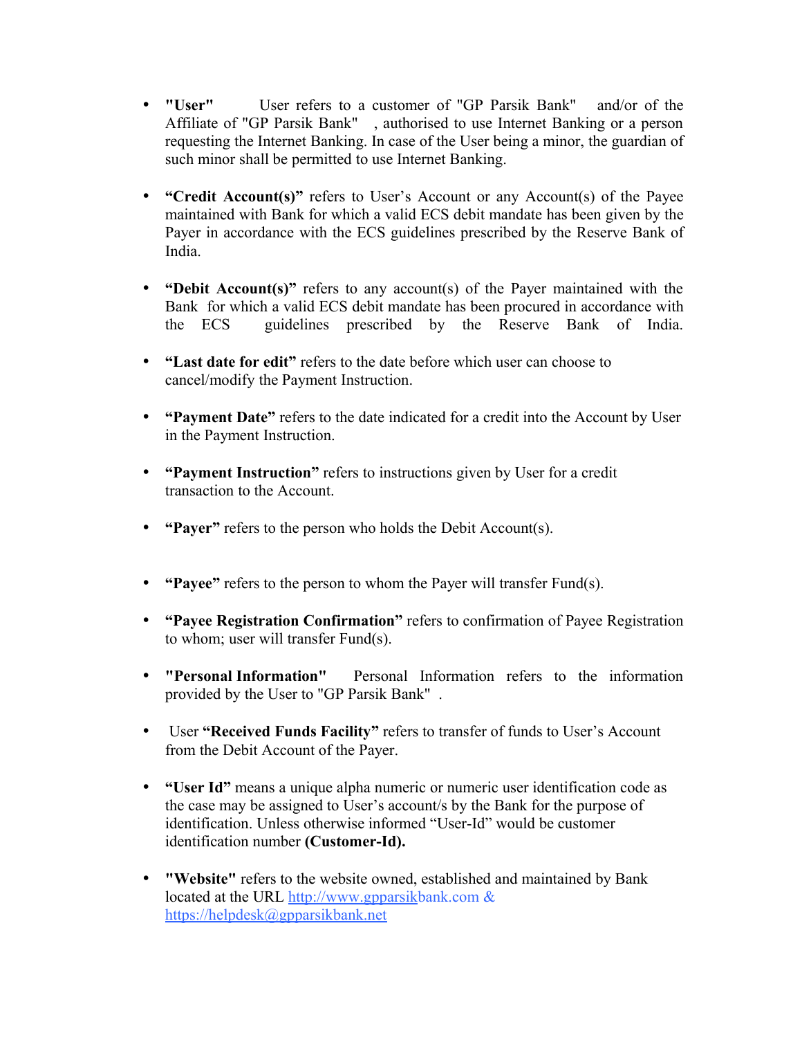- **"User"** User refers to a customer of "GP Parsik Bank" and/or of the Affiliate of "GP Parsik Bank" , authorised to use Internet Banking or a person requesting the Internet Banking. In case of the User being a minor, the guardian of such minor shall be permitted to use Internet Banking.

- **"Credit Account(s)"** refers to User's Account or any Account(s) of the Payee maintained with Bank for which a valid ECS debit mandate has been given by the Payer in accordance with the ECS guidelines prescribed by the Reserve Bank of India.

- **"Debit Account(s)"** refers to any account(s) of the Payer maintained with the Bank for which a valid ECS debit mandate has been procured in accordance with the ECS guidelines prescribed by the Reserve Bank of India.

- **"Last date for edit"** refers to the date before which user can choose to cancel/modify the Payment Instruction.

- **"Payment Date"** refers to the date indicated for a credit into the Account by User in the Payment Instruction.

- **"Payment Instruction"** refers to instructions given by User for a credit transaction to the Account.

- **"Payer"** refers to the person who holds the Debit Account(s).

- **"Payee"** refers to the person to whom the Payer will transfer Fund(s).

- **"Payee Registration Confirmation"** refers to confirmation of Payee Registration to whom; user will transfer Fund(s).

- **"Personal Information"** Personal Information refers to the information provided by the User to "GP Parsik Bank" .

- User **"Received Funds Facility"** refers to transfer of funds to User's Account from the Debit Account of the Payer.

- **"User Id"** means a unique alpha numeric or numeric user identification code as the case may be assigned to User's account/s by the Bank for the purpose of identification. Unless otherwise informed "User-Id" would be customer identification number **(Customer-Id).**

- **"Website"** refers to the website owned, established and maintained by Bank located at the URL http://www.gpparsikbank.com & https://helpdesk@gpparsikbank.net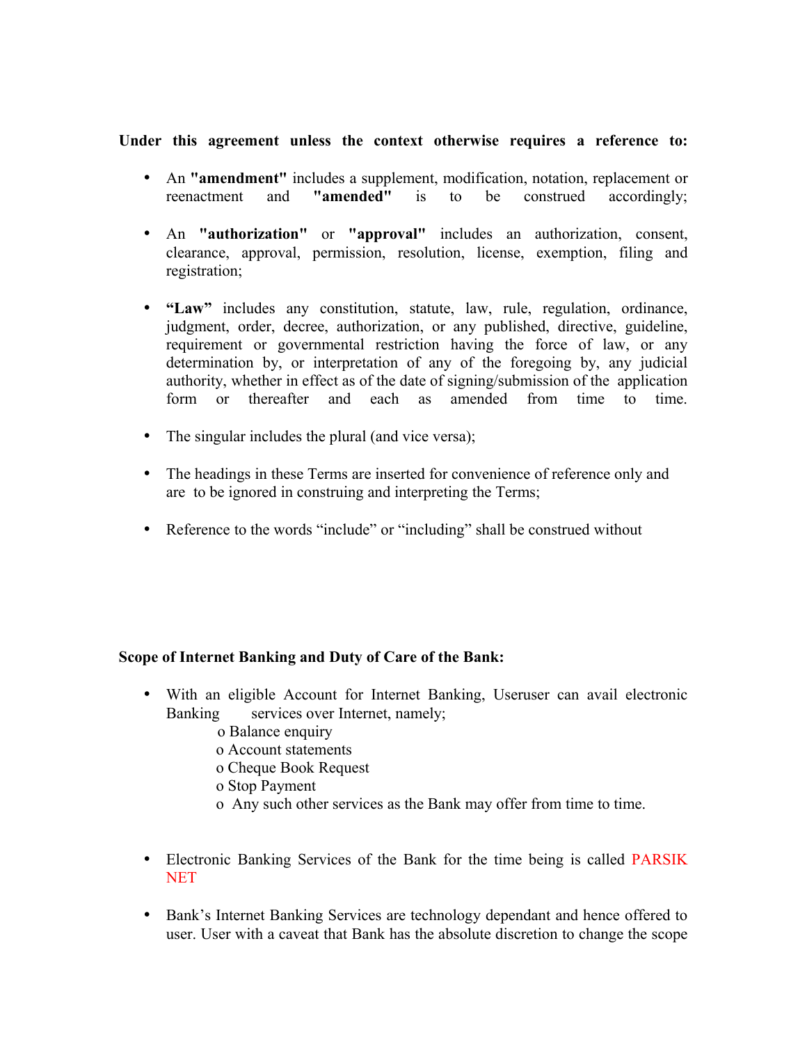**Under this agreement unless the context otherwise requires a reference to:**

- An **"amendment"** includes a supplement, modification, notation, replacement or reenactment and **"amended"** is to be construed accordingly;

- An **"authorization"** or **"approval"** includes an authorization, consent, clearance, approval, permission, resolution, license, exemption, filing and registration;

- **"Law"** includes any constitution, statute, law, rule, regulation, ordinance, judgment, order, decree, authorization, or any published, directive, guideline, requirement or governmental restriction having the force of law, or any determination by, or interpretation of any of the foregoing by, any judicial authority, whether in effect as of the date of signing/submission of the application form or thereafter and each as amended from time to time.

- The singular includes the plural (and vice versa);

- The headings in these Terms are inserted for convenience of reference only and are to be ignored in construing and interpreting the Terms;

- Reference to the words "include" or "including" shall be construed without

**Scope of Internet Banking and Duty of Care of the Bank:**

- With an eligible Account for Internet Banking, Useruser can avail electronic Banking services over Internet, namely;
  - o Balance enquiry
  - o Account statements
  - o Cheque Book Request
  - o Stop Payment
  - o Any such other services as the Bank may offer from time to time.

- Electronic Banking Services of the Bank for the time being is called PARSIK NET

- Bank's Internet Banking Services are technology dependant and hence offered to user. User with a caveat that Bank has the absolute discretion to change the scope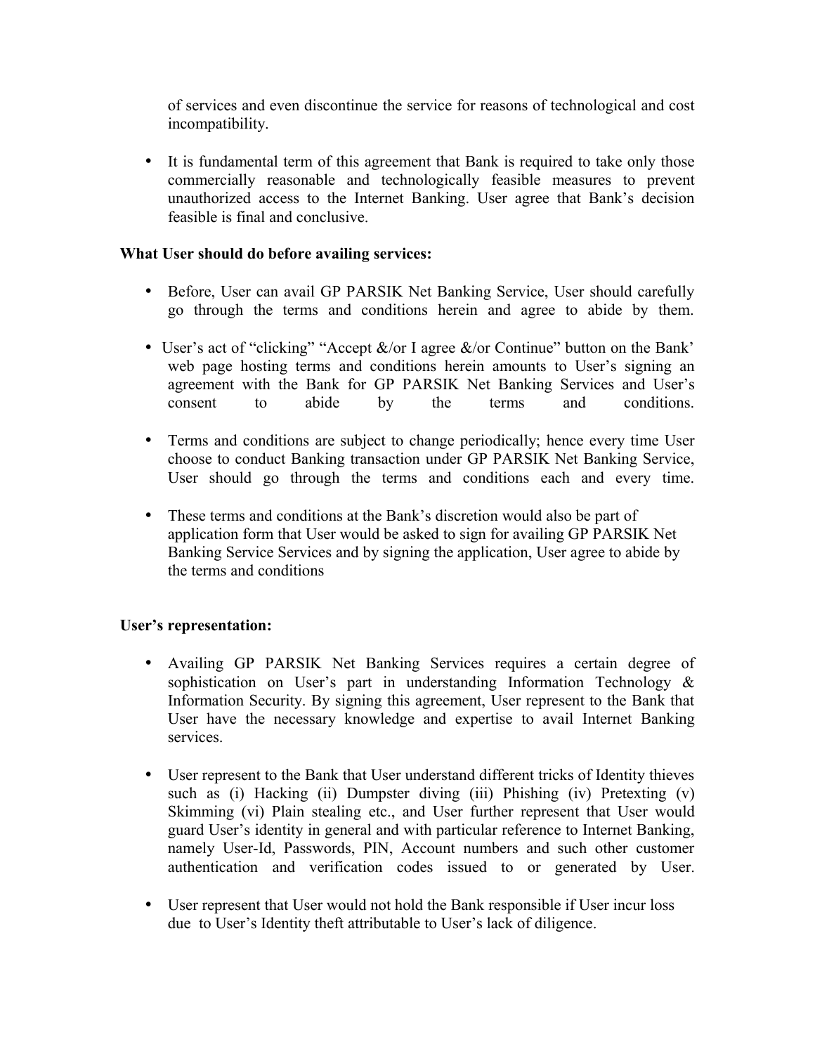of services and even discontinue the service for reasons of technological and cost incompatibility.

- It is fundamental term of this agreement that Bank is required to take only those commercially reasonable and technologically feasible measures to prevent unauthorized access to the Internet Banking. User agree that Bank's decision feasible is final and conclusive.

**What User should do before availing services:**

- Before, User can avail GP PARSIK Net Banking Service, User should carefully go through the terms and conditions herein and agree to abide by them.
- User's act of "clicking" "Accept &/or I agree &/or Continue" button on the Bank' web page hosting terms and conditions herein amounts to User's signing an agreement with the Bank for GP PARSIK Net Banking Services and User's consent to abide by the terms and conditions.
- Terms and conditions are subject to change periodically; hence every time User choose to conduct Banking transaction under GP PARSIK Net Banking Service, User should go through the terms and conditions each and every time.
- These terms and conditions at the Bank's discretion would also be part of application form that User would be asked to sign for availing GP PARSIK Net Banking Service Services and by signing the application, User agree to abide by the terms and conditions

**User's representation:**

- Availing GP PARSIK Net Banking Services requires a certain degree of sophistication on User's part in understanding Information Technology & Information Security. By signing this agreement, User represent to the Bank that User have the necessary knowledge and expertise to avail Internet Banking services.
- User represent to the Bank that User understand different tricks of Identity thieves such as (i) Hacking (ii) Dumpster diving (iii) Phishing (iv) Pretexting (v) Skimming (vi) Plain stealing etc., and User further represent that User would guard User's identity in general and with particular reference to Internet Banking, namely User-Id, Passwords, PIN, Account numbers and such other customer authentication and verification codes issued to or generated by User.
- User represent that User would not hold the Bank responsible if User incur loss due to User's Identity theft attributable to User's lack of diligence.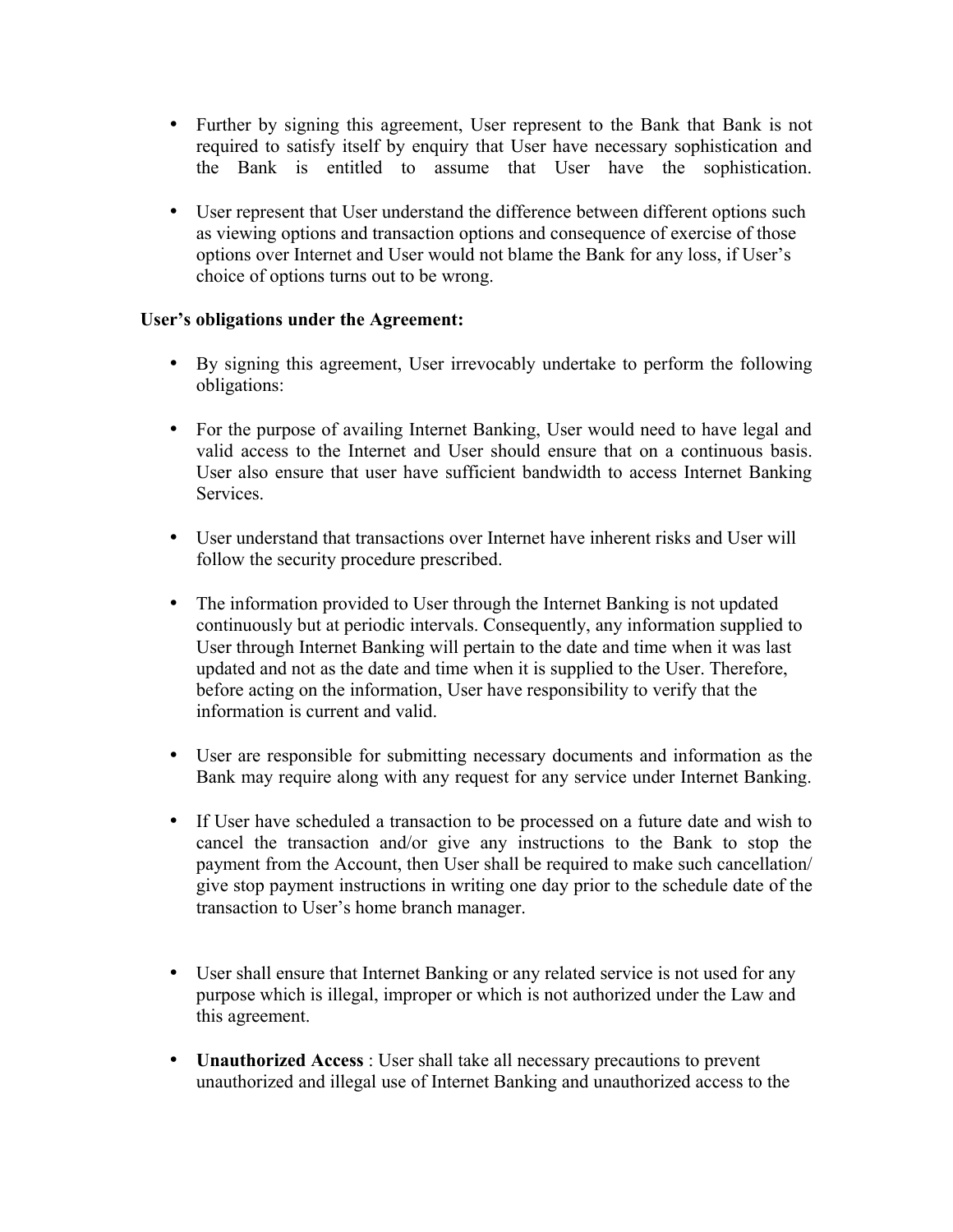- Further by signing this agreement, User represent to the Bank that Bank is not required to satisfy itself by enquiry that User have necessary sophistication and the Bank is entitled to assume that User have the sophistication.

- User represent that User understand the difference between different options such as viewing options and transaction options and consequence of exercise of those options over Internet and User would not blame the Bank for any loss, if User's choice of options turns out to be wrong.

**User's obligations under the Agreement:**

- By signing this agreement, User irrevocably undertake to perform the following obligations:

- For the purpose of availing Internet Banking, User would need to have legal and valid access to the Internet and User should ensure that on a continuous basis. User also ensure that user have sufficient bandwidth to access Internet Banking Services.

- User understand that transactions over Internet have inherent risks and User will follow the security procedure prescribed.

- The information provided to User through the Internet Banking is not updated continuously but at periodic intervals. Consequently, any information supplied to User through Internet Banking will pertain to the date and time when it was last updated and not as the date and time when it is supplied to the User. Therefore, before acting on the information, User have responsibility to verify that the information is current and valid.

- User are responsible for submitting necessary documents and information as the Bank may require along with any request for any service under Internet Banking.

- If User have scheduled a transaction to be processed on a future date and wish to cancel the transaction and/or give any instructions to the Bank to stop the payment from the Account, then User shall be required to make such cancellation/ give stop payment instructions in writing one day prior to the schedule date of the transaction to User's home branch manager.

- User shall ensure that Internet Banking or any related service is not used for any purpose which is illegal, improper or which is not authorized under the Law and this agreement.

- **Unauthorized Access** : User shall take all necessary precautions to prevent unauthorized and illegal use of Internet Banking and unauthorized access to the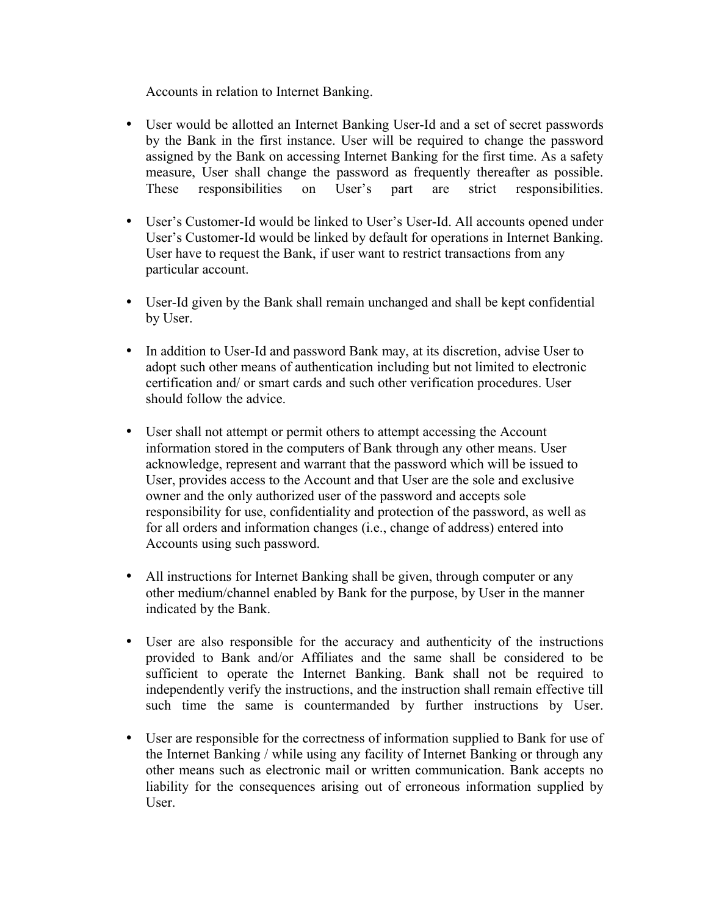Accounts in relation to Internet Banking.

- User would be allotted an Internet Banking User-Id and a set of secret passwords by the Bank in the first instance. User will be required to change the password assigned by the Bank on accessing Internet Banking for the first time. As a safety measure, User shall change the password as frequently thereafter as possible. These responsibilities on User's part are strict responsibilities.

- User's Customer-Id would be linked to User's User-Id. All accounts opened under User's Customer-Id would be linked by default for operations in Internet Banking. User have to request the Bank, if user want to restrict transactions from any particular account.

- User-Id given by the Bank shall remain unchanged and shall be kept confidential by User.

- In addition to User-Id and password Bank may, at its discretion, advise User to adopt such other means of authentication including but not limited to electronic certification and/ or smart cards and such other verification procedures. User should follow the advice.

- User shall not attempt or permit others to attempt accessing the Account information stored in the computers of Bank through any other means. User acknowledge, represent and warrant that the password which will be issued to User, provides access to the Account and that User are the sole and exclusive owner and the only authorized user of the password and accepts sole responsibility for use, confidentiality and protection of the password, as well as for all orders and information changes (i.e., change of address) entered into Accounts using such password.

- All instructions for Internet Banking shall be given, through computer or any other medium/channel enabled by Bank for the purpose, by User in the manner indicated by the Bank.

- User are also responsible for the accuracy and authenticity of the instructions provided to Bank and/or Affiliates and the same shall be considered to be sufficient to operate the Internet Banking. Bank shall not be required to independently verify the instructions, and the instruction shall remain effective till such time the same is countermanded by further instructions by User.

- User are responsible for the correctness of information supplied to Bank for use of the Internet Banking / while using any facility of Internet Banking or through any other means such as electronic mail or written communication. Bank accepts no liability for the consequences arising out of erroneous information supplied by User.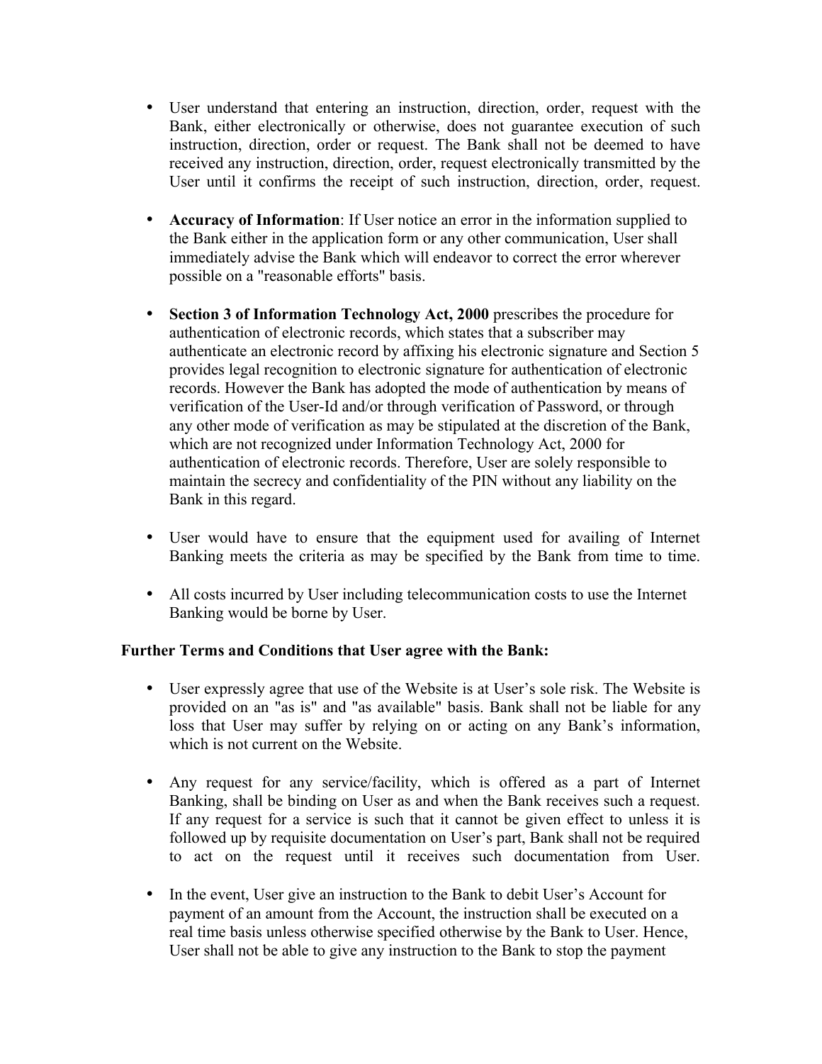- User understand that entering an instruction, direction, order, request with the Bank, either electronically or otherwise, does not guarantee execution of such instruction, direction, order or request. The Bank shall not be deemed to have received any instruction, direction, order, request electronically transmitted by the User until it confirms the receipt of such instruction, direction, order, request.

- **Accuracy of Information**: If User notice an error in the information supplied to the Bank either in the application form or any other communication, User shall immediately advise the Bank which will endeavor to correct the error wherever possible on a "reasonable efforts" basis.

- **Section 3 of Information Technology Act, 2000** prescribes the procedure for authentication of electronic records, which states that a subscriber may authenticate an electronic record by affixing his electronic signature and Section 5 provides legal recognition to electronic signature for authentication of electronic records. However the Bank has adopted the mode of authentication by means of verification of the User-Id and/or through verification of Password, or through any other mode of verification as may be stipulated at the discretion of the Bank, which are not recognized under Information Technology Act, 2000 for authentication of electronic records. Therefore, User are solely responsible to maintain the secrecy and confidentiality of the PIN without any liability on the Bank in this regard.

- User would have to ensure that the equipment used for availing of Internet Banking meets the criteria as may be specified by the Bank from time to time.

- All costs incurred by User including telecommunication costs to use the Internet Banking would be borne by User.

**Further Terms and Conditions that User agree with the Bank:**

- User expressly agree that use of the Website is at User's sole risk. The Website is provided on an "as is" and "as available" basis. Bank shall not be liable for any loss that User may suffer by relying on or acting on any Bank's information, which is not current on the Website.

- Any request for any service/facility, which is offered as a part of Internet Banking, shall be binding on User as and when the Bank receives such a request. If any request for a service is such that it cannot be given effect to unless it is followed up by requisite documentation on User's part, Bank shall not be required to act on the request until it receives such documentation from User.

- In the event, User give an instruction to the Bank to debit User's Account for payment of an amount from the Account, the instruction shall be executed on a real time basis unless otherwise specified otherwise by the Bank to User. Hence, User shall not be able to give any instruction to the Bank to stop the payment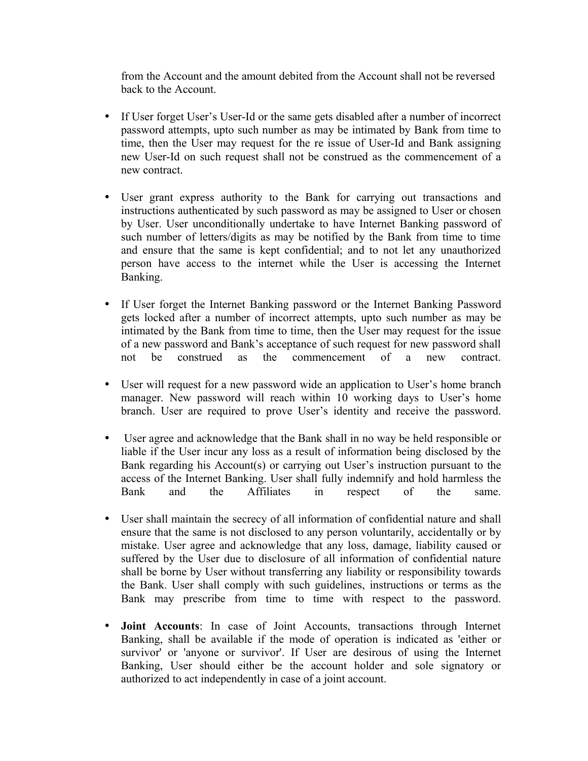from the Account and the amount debited from the Account shall not be reversed back to the Account.

- If User forget User's User-Id or the same gets disabled after a number of incorrect password attempts, upto such number as may be intimated by Bank from time to time, then the User may request for the re issue of User-Id and Bank assigning new User-Id on such request shall not be construed as the commencement of a new contract.

- User grant express authority to the Bank for carrying out transactions and instructions authenticated by such password as may be assigned to User or chosen by User. User unconditionally undertake to have Internet Banking password of such number of letters/digits as may be notified by the Bank from time to time and ensure that the same is kept confidential; and to not let any unauthorized person have access to the internet while the User is accessing the Internet Banking.

- If User forget the Internet Banking password or the Internet Banking Password gets locked after a number of incorrect attempts, upto such number as may be intimated by the Bank from time to time, then the User may request for the issue of a new password and Bank's acceptance of such request for new password shall not be construed as the commencement of a new contract.

- User will request for a new password wide an application to User's home branch manager. New password will reach within 10 working days to User's home branch. User are required to prove User's identity and receive the password.

- User agree and acknowledge that the Bank shall in no way be held responsible or liable if the User incur any loss as a result of information being disclosed by the Bank regarding his Account(s) or carrying out User's instruction pursuant to the access of the Internet Banking. User shall fully indemnify and hold harmless the Bank and the Affiliates in respect of the same.

- User shall maintain the secrecy of all information of confidential nature and shall ensure that the same is not disclosed to any person voluntarily, accidentally or by mistake. User agree and acknowledge that any loss, damage, liability caused or suffered by the User due to disclosure of all information of confidential nature shall be borne by User without transferring any liability or responsibility towards the Bank. User shall comply with such guidelines, instructions or terms as the Bank may prescribe from time to time with respect to the password.

- **Joint Accounts**: In case of Joint Accounts, transactions through Internet Banking, shall be available if the mode of operation is indicated as 'either or survivor' or 'anyone or survivor'. If User are desirous of using the Internet Banking, User should either be the account holder and sole signatory or authorized to act independently in case of a joint account.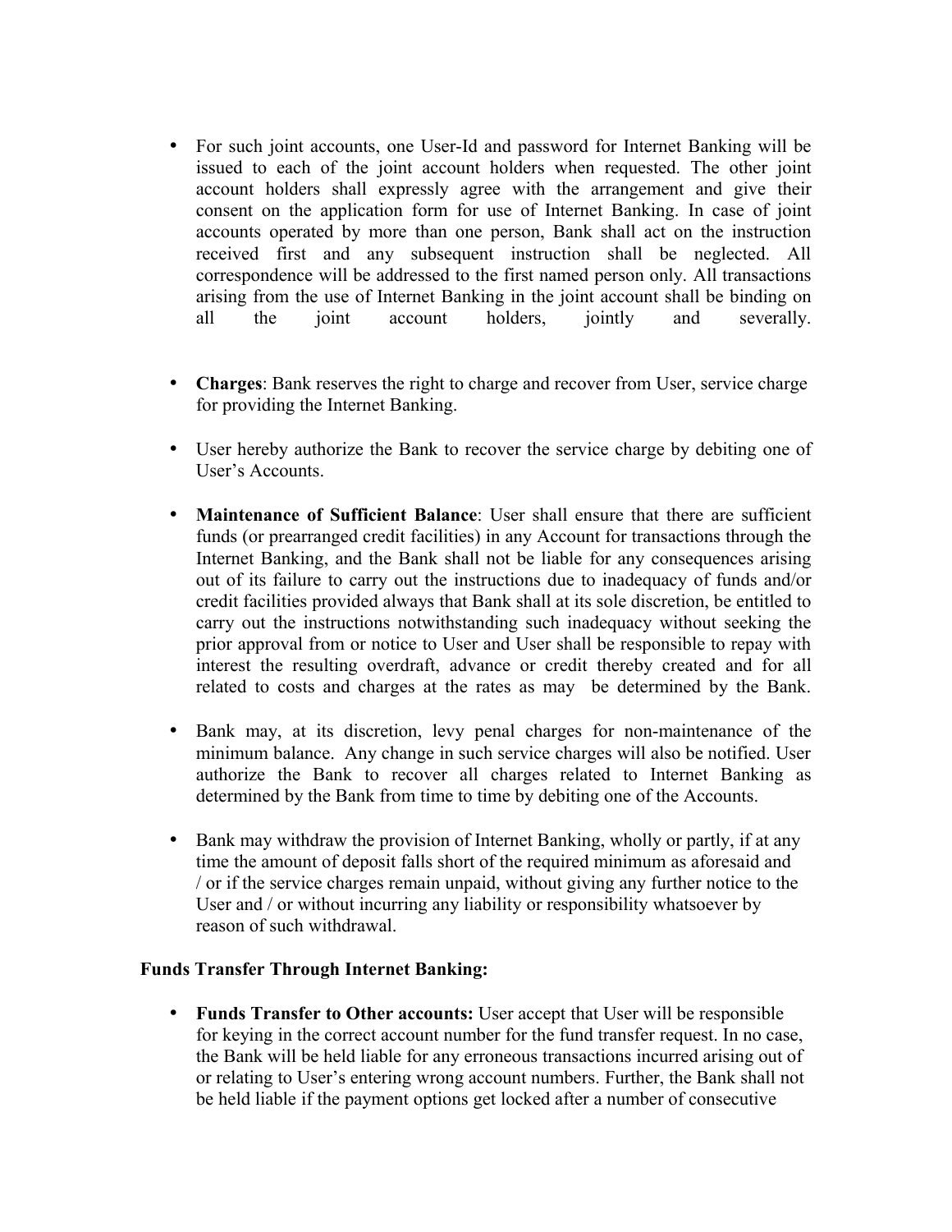- For such joint accounts, one User-Id and password for Internet Banking will be issued to each of the joint account holders when requested. The other joint account holders shall expressly agree with the arrangement and give their consent on the application form for use of Internet Banking. In case of joint accounts operated by more than one person, Bank shall act on the instruction received first and any subsequent instruction shall be neglected. All correspondence will be addressed to the first named person only. All transactions arising from the use of Internet Banking in the joint account shall be binding on all the joint account holders, jointly and severally.

- **Charges**: Bank reserves the right to charge and recover from User, service charge for providing the Internet Banking.

- User hereby authorize the Bank to recover the service charge by debiting one of User's Accounts.

- **Maintenance of Sufficient Balance**: User shall ensure that there are sufficient funds (or prearranged credit facilities) in any Account for transactions through the Internet Banking, and the Bank shall not be liable for any consequences arising out of its failure to carry out the instructions due to inadequacy of funds and/or credit facilities provided always that Bank shall at its sole discretion, be entitled to carry out the instructions notwithstanding such inadequacy without seeking the prior approval from or notice to User and User shall be responsible to repay with interest the resulting overdraft, advance or credit thereby created and for all related to costs and charges at the rates as may be determined by the Bank.

- Bank may, at its discretion, levy penal charges for non-maintenance of the minimum balance. Any change in such service charges will also be notified. User authorize the Bank to recover all charges related to Internet Banking as determined by the Bank from time to time by debiting one of the Accounts.

- Bank may withdraw the provision of Internet Banking, wholly or partly, if at any time the amount of deposit falls short of the required minimum as aforesaid and / or if the service charges remain unpaid, without giving any further notice to the User and / or without incurring any liability or responsibility whatsoever by reason of such withdrawal.

**Funds Transfer Through Internet Banking:**

- **Funds Transfer to Other accounts:** User accept that User will be responsible for keying in the correct account number for the fund transfer request. In no case, the Bank will be held liable for any erroneous transactions incurred arising out of or relating to User's entering wrong account numbers. Further, the Bank shall not be held liable if the payment options get locked after a number of consecutive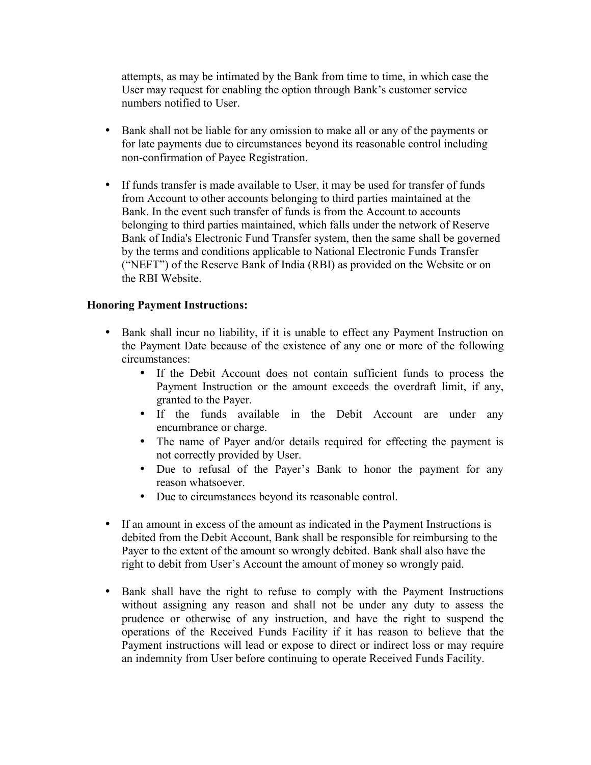attempts, as may be intimated by the Bank from time to time, in which case the User may request for enabling the option through Bank's customer service numbers notified to User.

- Bank shall not be liable for any omission to make all or any of the payments or for late payments due to circumstances beyond its reasonable control including non-confirmation of Payee Registration.

- If funds transfer is made available to User, it may be used for transfer of funds from Account to other accounts belonging to third parties maintained at the Bank. In the event such transfer of funds is from the Account to accounts belonging to third parties maintained, which falls under the network of Reserve Bank of India's Electronic Fund Transfer system, then the same shall be governed by the terms and conditions applicable to National Electronic Funds Transfer ("NEFT") of the Reserve Bank of India (RBI) as provided on the Website or on the RBI Website.

**Honoring Payment Instructions:**

- Bank shall incur no liability, if it is unable to effect any Payment Instruction on the Payment Date because of the existence of any one or more of the following circumstances:
  - If the Debit Account does not contain sufficient funds to process the Payment Instruction or the amount exceeds the overdraft limit, if any, granted to the Payer.
  - If the funds available in the Debit Account are under any encumbrance or charge.
  - The name of Payer and/or details required for effecting the payment is not correctly provided by User.
  - Due to refusal of the Payer's Bank to honor the payment for any reason whatsoever.
  - Due to circumstances beyond its reasonable control.

- If an amount in excess of the amount as indicated in the Payment Instructions is debited from the Debit Account, Bank shall be responsible for reimbursing to the Payer to the extent of the amount so wrongly debited. Bank shall also have the right to debit from User's Account the amount of money so wrongly paid.

- Bank shall have the right to refuse to comply with the Payment Instructions without assigning any reason and shall not be under any duty to assess the prudence or otherwise of any instruction, and have the right to suspend the operations of the Received Funds Facility if it has reason to believe that the Payment instructions will lead or expose to direct or indirect loss or may require an indemnity from User before continuing to operate Received Funds Facility.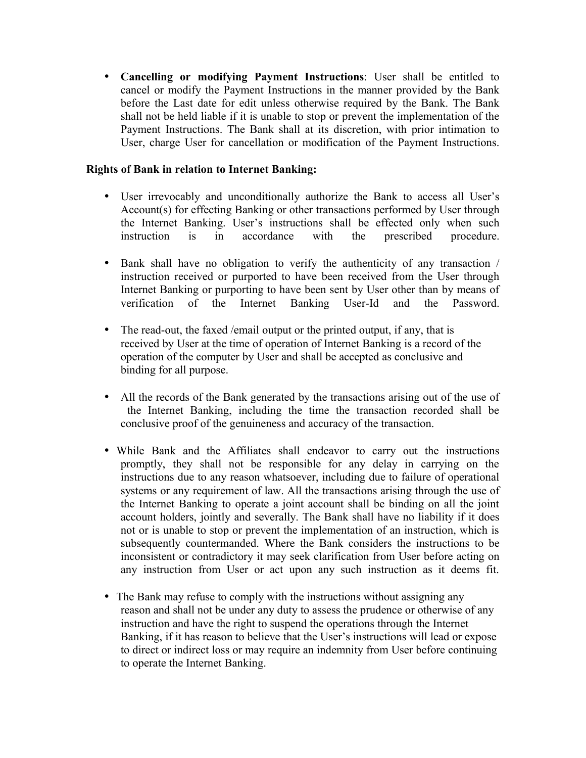- **Cancelling or modifying Payment Instructions**: User shall be entitled to cancel or modify the Payment Instructions in the manner provided by the Bank before the Last date for edit unless otherwise required by the Bank. The Bank shall not be held liable if it is unable to stop or prevent the implementation of the Payment Instructions. The Bank shall at its discretion, with prior intimation to User, charge User for cancellation or modification of the Payment Instructions.

**Rights of Bank in relation to Internet Banking:**

- User irrevocably and unconditionally authorize the Bank to access all User's Account(s) for effecting Banking or other transactions performed by User through the Internet Banking. User's instructions shall be effected only when such instruction is in accordance with the prescribed procedure.

- Bank shall have no obligation to verify the authenticity of any transaction / instruction received or purported to have been received from the User through Internet Banking or purporting to have been sent by User other than by means of verification of the Internet Banking User-Id and the Password.

- The read-out, the faxed /email output or the printed output, if any, that is received by User at the time of operation of Internet Banking is a record of the operation of the computer by User and shall be accepted as conclusive and binding for all purpose.

- All the records of the Bank generated by the transactions arising out of the use of the Internet Banking, including the time the transaction recorded shall be conclusive proof of the genuineness and accuracy of the transaction.

- While Bank and the Affiliates shall endeavor to carry out the instructions promptly, they shall not be responsible for any delay in carrying on the instructions due to any reason whatsoever, including due to failure of operational systems or any requirement of law. All the transactions arising through the use of the Internet Banking to operate a joint account shall be binding on all the joint account holders, jointly and severally. The Bank shall have no liability if it does not or is unable to stop or prevent the implementation of an instruction, which is subsequently countermanded. Where the Bank considers the instructions to be inconsistent or contradictory it may seek clarification from User before acting on any instruction from User or act upon any such instruction as it deems fit.

- The Bank may refuse to comply with the instructions without assigning any reason and shall not be under any duty to assess the prudence or otherwise of any instruction and have the right to suspend the operations through the Internet Banking, if it has reason to believe that the User's instructions will lead or expose to direct or indirect loss or may require an indemnity from User before continuing to operate the Internet Banking.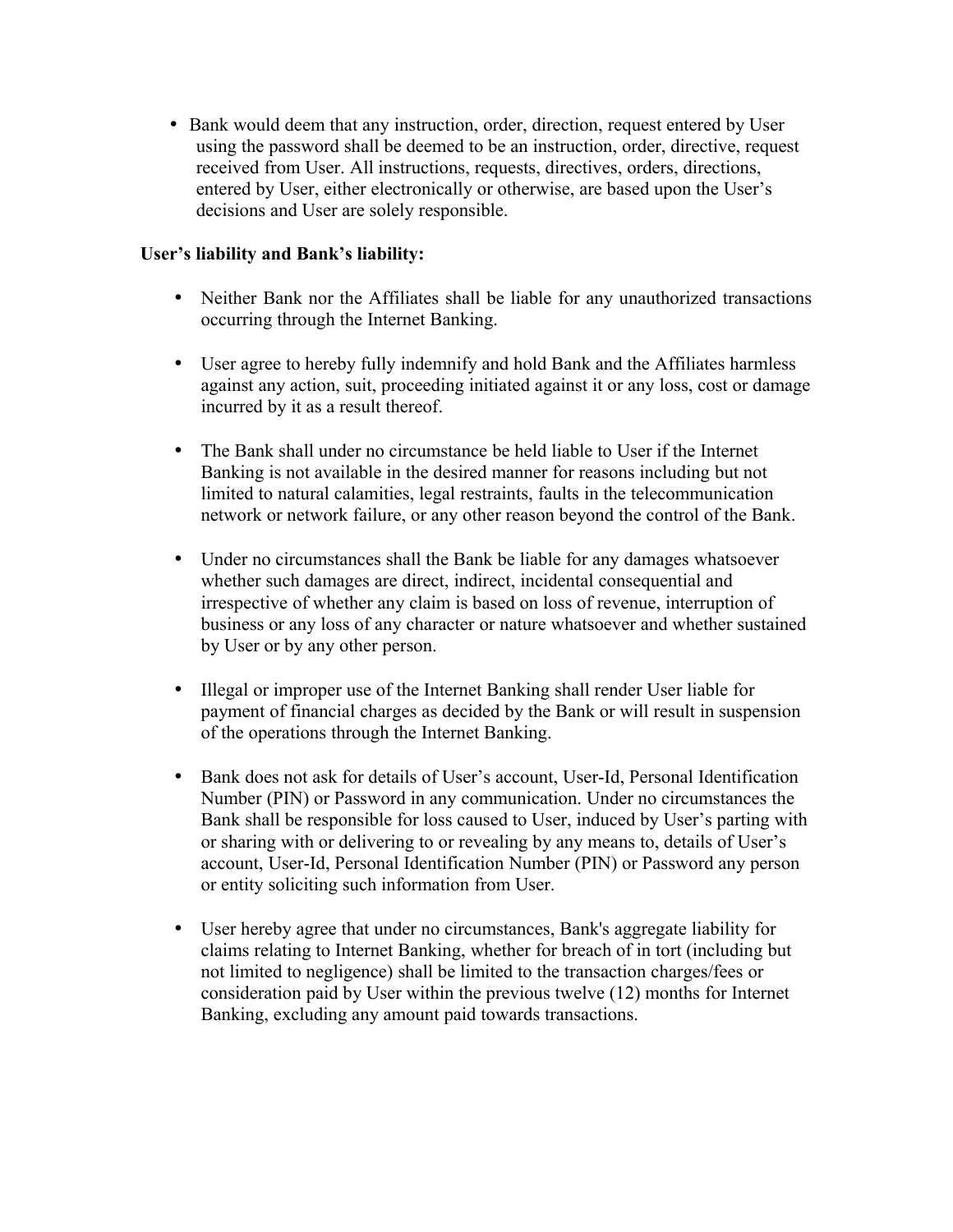- Bank would deem that any instruction, order, direction, request entered by User using the password shall be deemed to be an instruction, order, directive, request received from User. All instructions, requests, directives, orders, directions, entered by User, either electronically or otherwise, are based upon the User's decisions and User are solely responsible.

**User's liability and Bank's liability:**

- Neither Bank nor the Affiliates shall be liable for any unauthorized transactions occurring through the Internet Banking.

- User agree to hereby fully indemnify and hold Bank and the Affiliates harmless against any action, suit, proceeding initiated against it or any loss, cost or damage incurred by it as a result thereof.

- The Bank shall under no circumstance be held liable to User if the Internet Banking is not available in the desired manner for reasons including but not limited to natural calamities, legal restraints, faults in the telecommunication network or network failure, or any other reason beyond the control of the Bank.

- Under no circumstances shall the Bank be liable for any damages whatsoever whether such damages are direct, indirect, incidental consequential and irrespective of whether any claim is based on loss of revenue, interruption of business or any loss of any character or nature whatsoever and whether sustained by User or by any other person.

- Illegal or improper use of the Internet Banking shall render User liable for payment of financial charges as decided by the Bank or will result in suspension of the operations through the Internet Banking.

- Bank does not ask for details of User's account, User-Id, Personal Identification Number (PIN) or Password in any communication. Under no circumstances the Bank shall be responsible for loss caused to User, induced by User's parting with or sharing with or delivering to or revealing by any means to, details of User's account, User-Id, Personal Identification Number (PIN) or Password any person or entity soliciting such information from User.

- User hereby agree that under no circumstances, Bank's aggregate liability for claims relating to Internet Banking, whether for breach of in tort (including but not limited to negligence) shall be limited to the transaction charges/fees or consideration paid by User within the previous twelve (12) months for Internet Banking, excluding any amount paid towards transactions.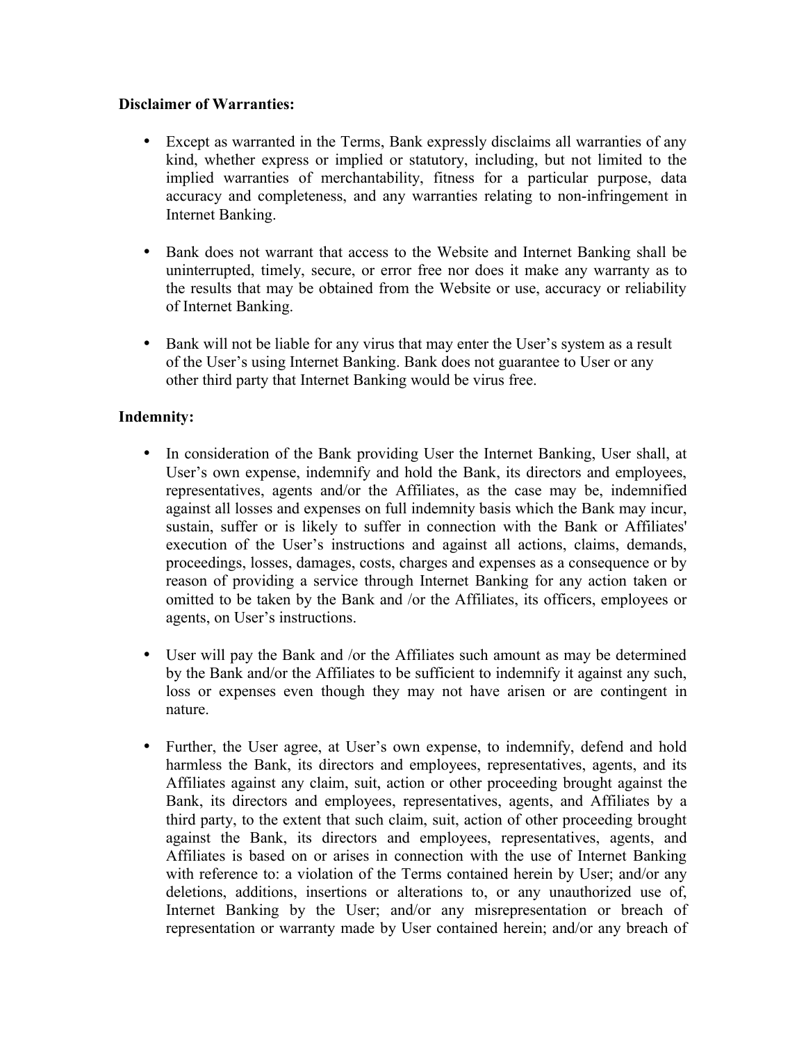**Disclaimer of Warranties:**

- Except as warranted in the Terms, Bank expressly disclaims all warranties of any kind, whether express or implied or statutory, including, but not limited to the implied warranties of merchantability, fitness for a particular purpose, data accuracy and completeness, and any warranties relating to non-infringement in Internet Banking.

- Bank does not warrant that access to the Website and Internet Banking shall be uninterrupted, timely, secure, or error free nor does it make any warranty as to the results that may be obtained from the Website or use, accuracy or reliability of Internet Banking.

- Bank will not be liable for any virus that may enter the User's system as a result of the User's using Internet Banking. Bank does not guarantee to User or any other third party that Internet Banking would be virus free.

**Indemnity:**

- In consideration of the Bank providing User the Internet Banking, User shall, at User's own expense, indemnify and hold the Bank, its directors and employees, representatives, agents and/or the Affiliates, as the case may be, indemnified against all losses and expenses on full indemnity basis which the Bank may incur, sustain, suffer or is likely to suffer in connection with the Bank or Affiliates' execution of the User's instructions and against all actions, claims, demands, proceedings, losses, damages, costs, charges and expenses as a consequence or by reason of providing a service through Internet Banking for any action taken or omitted to be taken by the Bank and /or the Affiliates, its officers, employees or agents, on User's instructions.

- User will pay the Bank and /or the Affiliates such amount as may be determined by the Bank and/or the Affiliates to be sufficient to indemnify it against any such, loss or expenses even though they may not have arisen or are contingent in nature.

- Further, the User agree, at User's own expense, to indemnify, defend and hold harmless the Bank, its directors and employees, representatives, agents, and its Affiliates against any claim, suit, action or other proceeding brought against the Bank, its directors and employees, representatives, agents, and Affiliates by a third party, to the extent that such claim, suit, action of other proceeding brought against the Bank, its directors and employees, representatives, agents, and Affiliates is based on or arises in connection with the use of Internet Banking with reference to: a violation of the Terms contained herein by User; and/or any deletions, additions, insertions or alterations to, or any unauthorized use of, Internet Banking by the User; and/or any misrepresentation or breach of representation or warranty made by User contained herein; and/or any breach of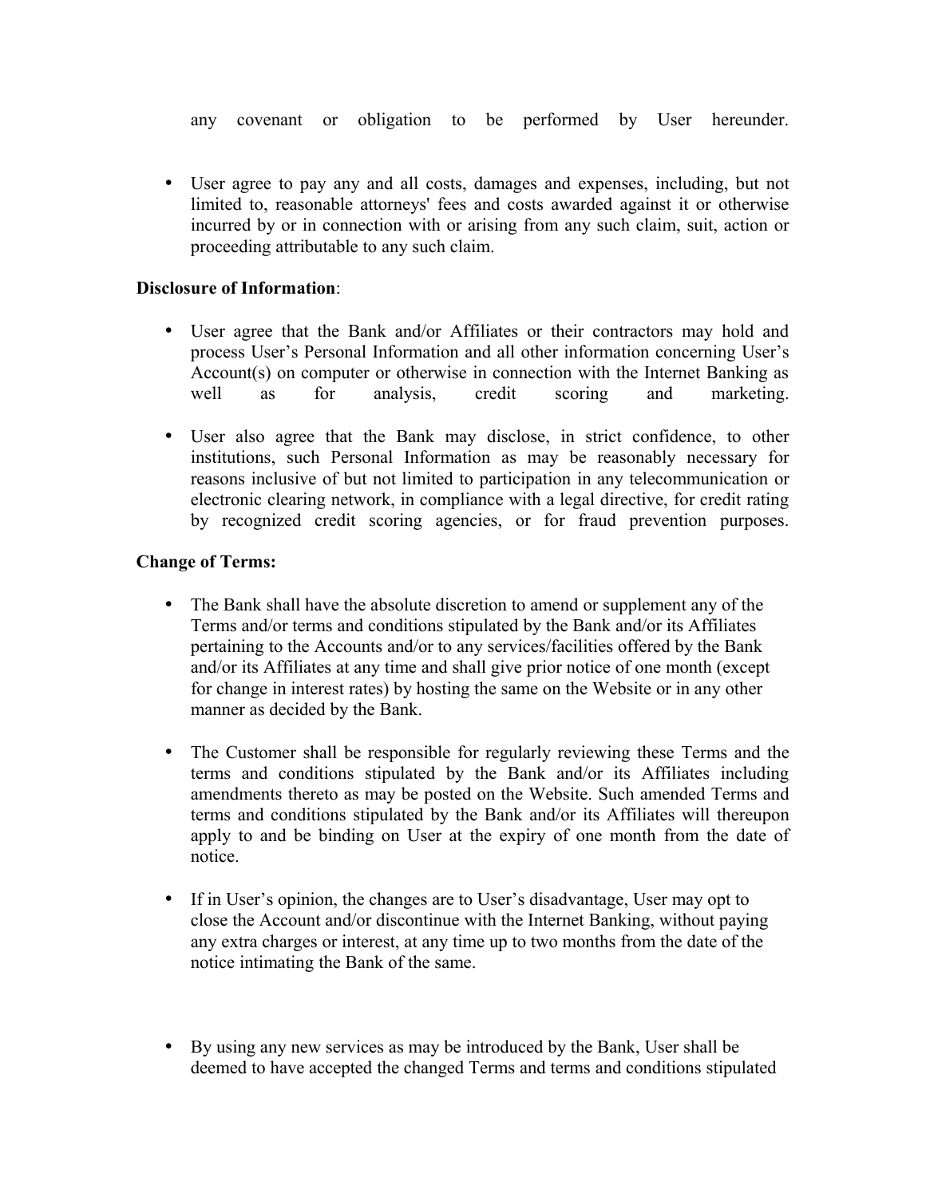any covenant or obligation to be performed by User hereunder.

- User agree to pay any and all costs, damages and expenses, including, but not limited to, reasonable attorneys' fees and costs awarded against it or otherwise incurred by or in connection with or arising from any such claim, suit, action or proceeding attributable to any such claim.

**Disclosure of Information**:

- User agree that the Bank and/or Affiliates or their contractors may hold and process User's Personal Information and all other information concerning User's Account(s) on computer or otherwise in connection with the Internet Banking as well as for analysis, credit scoring and marketing.

- User also agree that the Bank may disclose, in strict confidence, to other institutions, such Personal Information as may be reasonably necessary for reasons inclusive of but not limited to participation in any telecommunication or electronic clearing network, in compliance with a legal directive, for credit rating by recognized credit scoring agencies, or for fraud prevention purposes.

**Change of Terms:**

- The Bank shall have the absolute discretion to amend or supplement any of the Terms and/or terms and conditions stipulated by the Bank and/or its Affiliates pertaining to the Accounts and/or to any services/facilities offered by the Bank and/or its Affiliates at any time and shall give prior notice of one month (except for change in interest rates) by hosting the same on the Website or in any other manner as decided by the Bank.

- The Customer shall be responsible for regularly reviewing these Terms and the terms and conditions stipulated by the Bank and/or its Affiliates including amendments thereto as may be posted on the Website. Such amended Terms and terms and conditions stipulated by the Bank and/or its Affiliates will thereupon apply to and be binding on User at the expiry of one month from the date of notice.

- If in User's opinion, the changes are to User's disadvantage, User may opt to close the Account and/or discontinue with the Internet Banking, without paying any extra charges or interest, at any time up to two months from the date of the notice intimating the Bank of the same.

- By using any new services as may be introduced by the Bank, User shall be deemed to have accepted the changed Terms and terms and conditions stipulated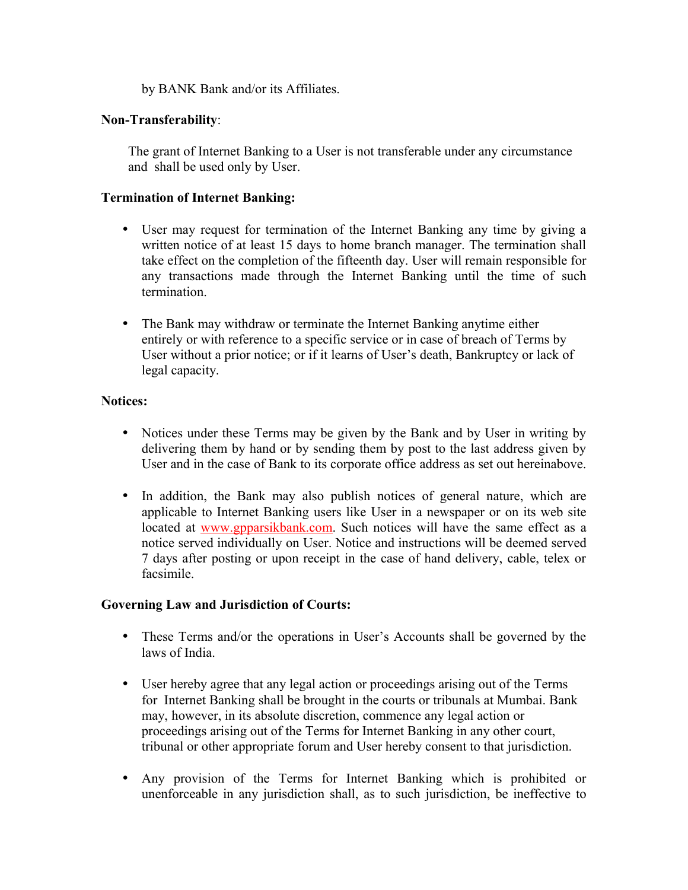by BANK Bank and/or its Affiliates.

**Non-Transferability**:

The grant of Internet Banking to a User is not transferable under any circumstance and shall be used only by User.

**Termination of Internet Banking:**

- User may request for termination of the Internet Banking any time by giving a written notice of at least 15 days to home branch manager. The termination shall take effect on the completion of the fifteenth day. User will remain responsible for any transactions made through the Internet Banking until the time of such termination.

- The Bank may withdraw or terminate the Internet Banking anytime either entirely or with reference to a specific service or in case of breach of Terms by User without a prior notice; or if it learns of User's death, Bankruptcy or lack of legal capacity.

**Notices:**

- Notices under these Terms may be given by the Bank and by User in writing by delivering them by hand or by sending them by post to the last address given by User and in the case of Bank to its corporate office address as set out hereinabove.

- In addition, the Bank may also publish notices of general nature, which are applicable to Internet Banking users like User in a newspaper or on its web site located at www.gpparsikbank.com. Such notices will have the same effect as a notice served individually on User. Notice and instructions will be deemed served 7 days after posting or upon receipt in the case of hand delivery, cable, telex or facsimile.

**Governing Law and Jurisdiction of Courts:**

- These Terms and/or the operations in User's Accounts shall be governed by the laws of India.

- User hereby agree that any legal action or proceedings arising out of the Terms for Internet Banking shall be brought in the courts or tribunals at Mumbai. Bank may, however, in its absolute discretion, commence any legal action or proceedings arising out of the Terms for Internet Banking in any other court, tribunal or other appropriate forum and User hereby consent to that jurisdiction.

- Any provision of the Terms for Internet Banking which is prohibited or unenforceable in any jurisdiction shall, as to such jurisdiction, be ineffective to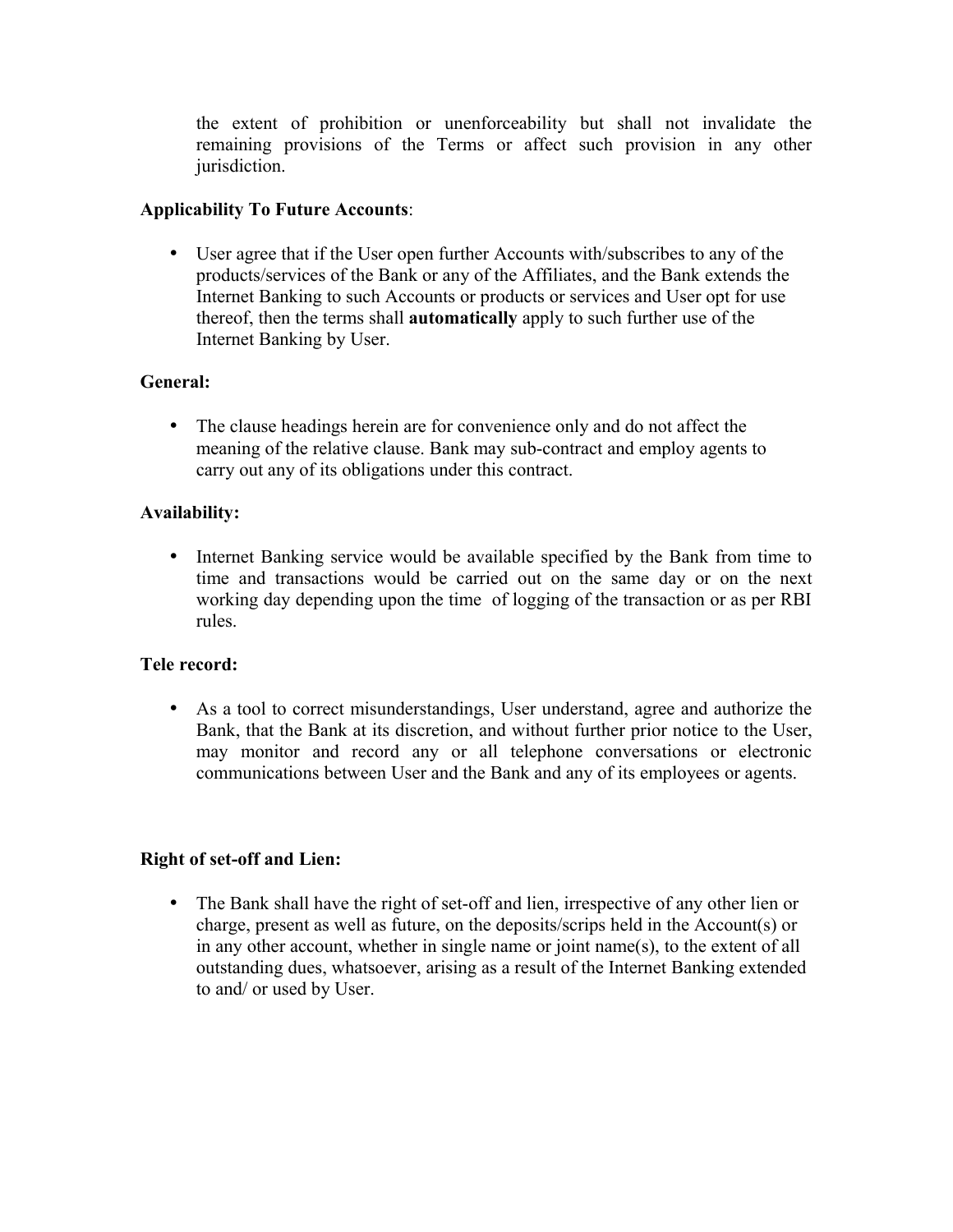the extent of prohibition or unenforceability but shall not invalidate the remaining provisions of the Terms or affect such provision in any other jurisdiction.

**Applicability To Future Accounts**:

- User agree that if the User open further Accounts with/subscribes to any of the products/services of the Bank or any of the Affiliates, and the Bank extends the Internet Banking to such Accounts or products or services and User opt for use thereof, then the terms shall **automatically** apply to such further use of the Internet Banking by User.

**General:**

- The clause headings herein are for convenience only and do not affect the meaning of the relative clause. Bank may sub-contract and employ agents to carry out any of its obligations under this contract.

**Availability:**

- Internet Banking service would be available specified by the Bank from time to time and transactions would be carried out on the same day or on the next working day depending upon the time of logging of the transaction or as per RBI rules.

**Tele record:**

- As a tool to correct misunderstandings, User understand, agree and authorize the Bank, that the Bank at its discretion, and without further prior notice to the User, may monitor and record any or all telephone conversations or electronic communications between User and the Bank and any of its employees or agents.

**Right of set-off and Lien:**

- The Bank shall have the right of set-off and lien, irrespective of any other lien or charge, present as well as future, on the deposits/scrips held in the Account(s) or in any other account, whether in single name or joint name(s), to the extent of all outstanding dues, whatsoever, arising as a result of the Internet Banking extended to and/ or used by User.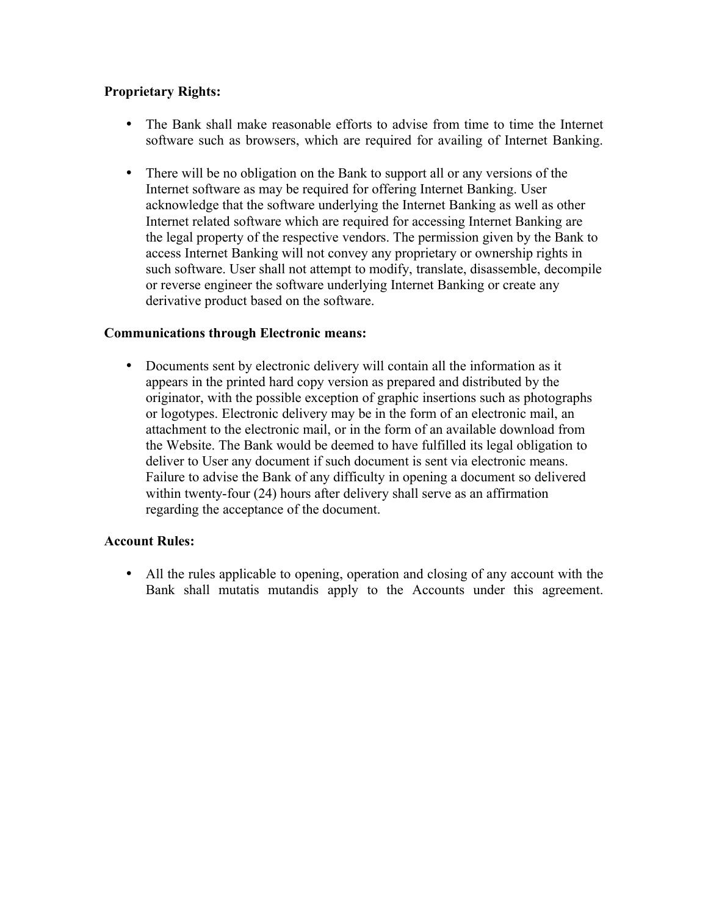**Proprietary Rights:**

- The Bank shall make reasonable efforts to advise from time to time the Internet software such as browsers, which are required for availing of Internet Banking.

- There will be no obligation on the Bank to support all or any versions of the Internet software as may be required for offering Internet Banking. User acknowledge that the software underlying the Internet Banking as well as other Internet related software which are required for accessing Internet Banking are the legal property of the respective vendors. The permission given by the Bank to access Internet Banking will not convey any proprietary or ownership rights in such software. User shall not attempt to modify, translate, disassemble, decompile or reverse engineer the software underlying Internet Banking or create any derivative product based on the software.

**Communications through Electronic means:**

- Documents sent by electronic delivery will contain all the information as it appears in the printed hard copy version as prepared and distributed by the originator, with the possible exception of graphic insertions such as photographs or logotypes. Electronic delivery may be in the form of an electronic mail, an attachment to the electronic mail, or in the form of an available download from the Website. The Bank would be deemed to have fulfilled its legal obligation to deliver to User any document if such document is sent via electronic means. Failure to advise the Bank of any difficulty in opening a document so delivered within twenty-four (24) hours after delivery shall serve as an affirmation regarding the acceptance of the document.

**Account Rules:**

- All the rules applicable to opening, operation and closing of any account with the Bank shall mutatis mutandis apply to the Accounts under this agreement.